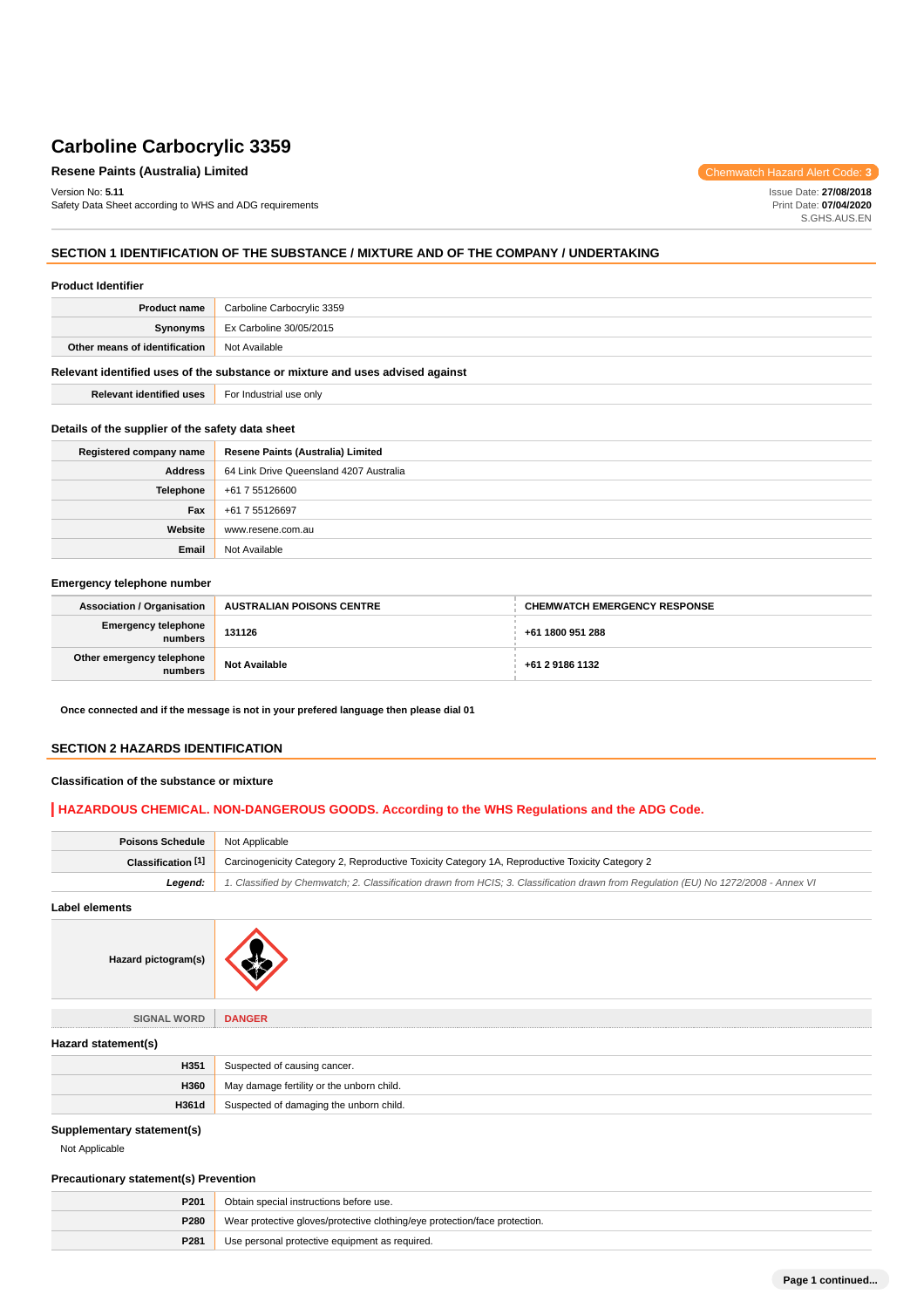# Carboline Carbocrylic 3359

**Resene Paints (Australia) Limited**

Chemwatch Hazard Alert Code: **3**

Version No: **5.11**
Safety Data Sheet according to WHS and ADG requirements

Issue Date: **27/08/2018**
Print Date: **07/04/2020**
S.GHS.AUS.EN

## SECTION 1 IDENTIFICATION OF THE SUBSTANCE / MIXTURE AND OF THE COMPANY / UNDERTAKING

### Product Identifier

| | |
|---|---|
| **Product name** | Carboline Carbocrylic 3359 |
| **Synonyms** | Ex Carboline 30/05/2015 |
| **Other means of identification** | Not Available |

### Relevant identified uses of the substance or mixture and uses advised against

| | |
|---|---|
| **Relevant identified uses** | For Industrial use only |

### Details of the supplier of the safety data sheet

| | |
|---|---|
| **Registered company name** | **Resene Paints (Australia) Limited** |
| **Address** | 64 Link Drive Queensland 4207 Australia |
| **Telephone** | +61 7 55126600 |
| **Fax** | +61 7 55126697 |
| **Website** | www.resene.com.au |
| **Email** | Not Available |

### Emergency telephone number

| **Association / Organisation** | **AUSTRALIAN POISONS CENTRE** | **CHEMWATCH EMERGENCY RESPONSE** |
|---|---|---|
| **Emergency telephone numbers** | **131126** | **+61 1800 951 288** |
| **Other emergency telephone numbers** | **Not Available** | **+61 2 9186 1132** |

**Once connected and if the message is not in your prefered language then please dial 01**

## SECTION 2 HAZARDS IDENTIFICATION

### Classification of the substance or mixture

**HAZARDOUS CHEMICAL. NON-DANGEROUS GOODS. According to the WHS Regulations and the ADG Code.**

| | |
|---|---|
| **Poisons Schedule** | Not Applicable |
| **Classification [1]** | Carcinogenicity Category 2, Reproductive Toxicity Category 1A, Reproductive Toxicity Category 2 |
| ***Legend:*** | *1. Classified by Chemwatch; 2. Classification drawn from HCIS; 3. Classification drawn from Regulation (EU) No 1272/2008 - Annex VI* |

### Label elements

| | |
|---|---|
| **Hazard pictogram(s)** | |
| SIGNAL WORD | **DANGER** |

### Hazard statement(s)

| | |
|---|---|
| **H351** | Suspected of causing cancer. |
| **H360** | May damage fertility or the unborn child. |
| **H361d** | Suspected of damaging the unborn child. |

### Supplementary statement(s)

Not Applicable

### Precautionary statement(s) Prevention

| | |
|---|---|
| **P201** | Obtain special instructions before use. |
| **P280** | Wear protective gloves/protective clothing/eye protection/face protection. |
| **P281** | Use personal protective equipment as required. |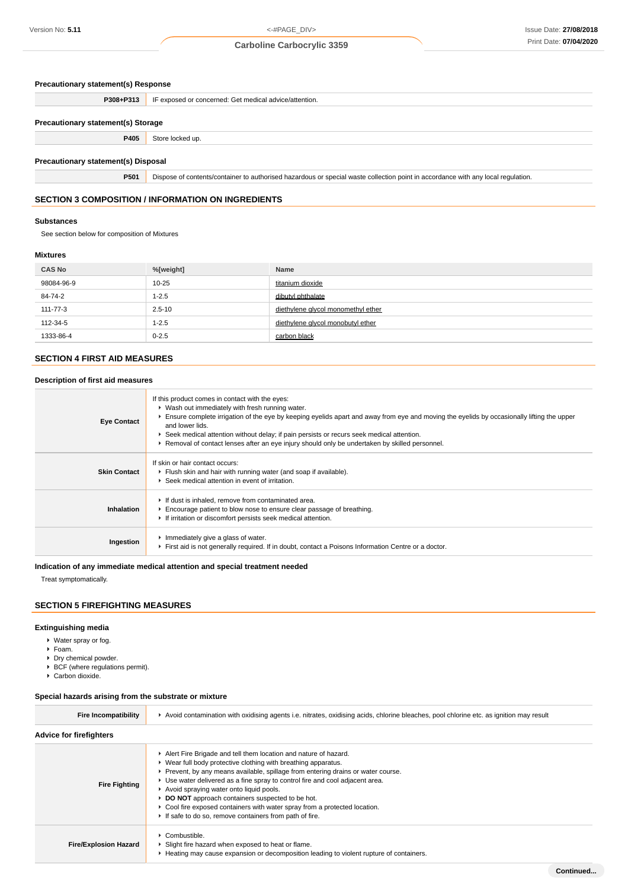### Precautionary statement(s) Response

| | |
|---|---|
| **P308+P313** | IF exposed or concerned: Get medical advice/attention. |

### Precautionary statement(s) Storage

| | |
|---|---|
| **P405** | Store locked up. |

### Precautionary statement(s) Disposal

| | |
|---|---|
| **P501** | Dispose of contents/container to authorised hazardous or special waste collection point in accordance with any local regulation. |

## SECTION 3 COMPOSITION / INFORMATION ON INGREDIENTS

### Substances

See section below for composition of Mixtures

### Mixtures

| CAS No | %[weight] | Name |
|---|---|---|
| 98084-96-9 | 10-25 | titanium dioxide |
| 84-74-2 | 1-2.5 | dibutyl phthalate |
| 111-77-3 | 2.5-10 | diethylene glycol monomethyl ether |
| 112-34-5 | 1-2.5 | diethylene glycol monobutyl ether |
| 1333-86-4 | 0-2.5 | carbon black |

## SECTION 4 FIRST AID MEASURES

### Description of first aid measures

| | |
|---|---|
| **Eye Contact** | If this product comes in contact with the eyes:<br>▸ Wash out immediately with fresh running water.<br>▸ Ensure complete irrigation of the eye by keeping eyelids apart and away from eye and moving the eyelids by occasionally lifting the upper and lower lids.<br>▸ Seek medical attention without delay; if pain persists or recurs seek medical attention.<br>▸ Removal of contact lenses after an eye injury should only be undertaken by skilled personnel. |
| **Skin Contact** | If skin or hair contact occurs:<br>▸ Flush skin and hair with running water (and soap if available).<br>▸ Seek medical attention in event of irritation. |
| **Inhalation** | ▸ If dust is inhaled, remove from contaminated area.<br>▸ Encourage patient to blow nose to ensure clear passage of breathing.<br>▸ If irritation or discomfort persists seek medical attention. |
| **Ingestion** | ▸ Immediately give a glass of water.<br>▸ First aid is not generally required. If in doubt, contact a Poisons Information Centre or a doctor. |

### Indication of any immediate medical attention and special treatment needed

Treat symptomatically.

## SECTION 5 FIREFIGHTING MEASURES

### Extinguishing media

- Water spray or fog.
- Foam.
- Dry chemical powder.
- BCF (where regulations permit).
- Carbon dioxide.

### Special hazards arising from the substrate or mixture

| | |
|---|---|
| **Fire Incompatibility** | ▸ Avoid contamination with oxidising agents i.e. nitrates, oxidising acids, chlorine bleaches, pool chlorine etc. as ignition may result |

### Advice for firefighters

| | |
|---|---|
| **Fire Fighting** | ▸ Alert Fire Brigade and tell them location and nature of hazard.<br>▸ Wear full body protective clothing with breathing apparatus.<br>▸ Prevent, by any means available, spillage from entering drains or water course.<br>▸ Use water delivered as a fine spray to control fire and cool adjacent area.<br>▸ Avoid spraying water onto liquid pools.<br>▸ **DO NOT** approach containers suspected to be hot.<br>▸ Cool fire exposed containers with water spray from a protected location.<br>▸ If safe to do so, remove containers from path of fire. |
| **Fire/Explosion Hazard** | ▸ Combustible.<br>▸ Slight fire hazard when exposed to heat or flame.<br>▸ Heating may cause expansion or decomposition leading to violent rupture of containers. |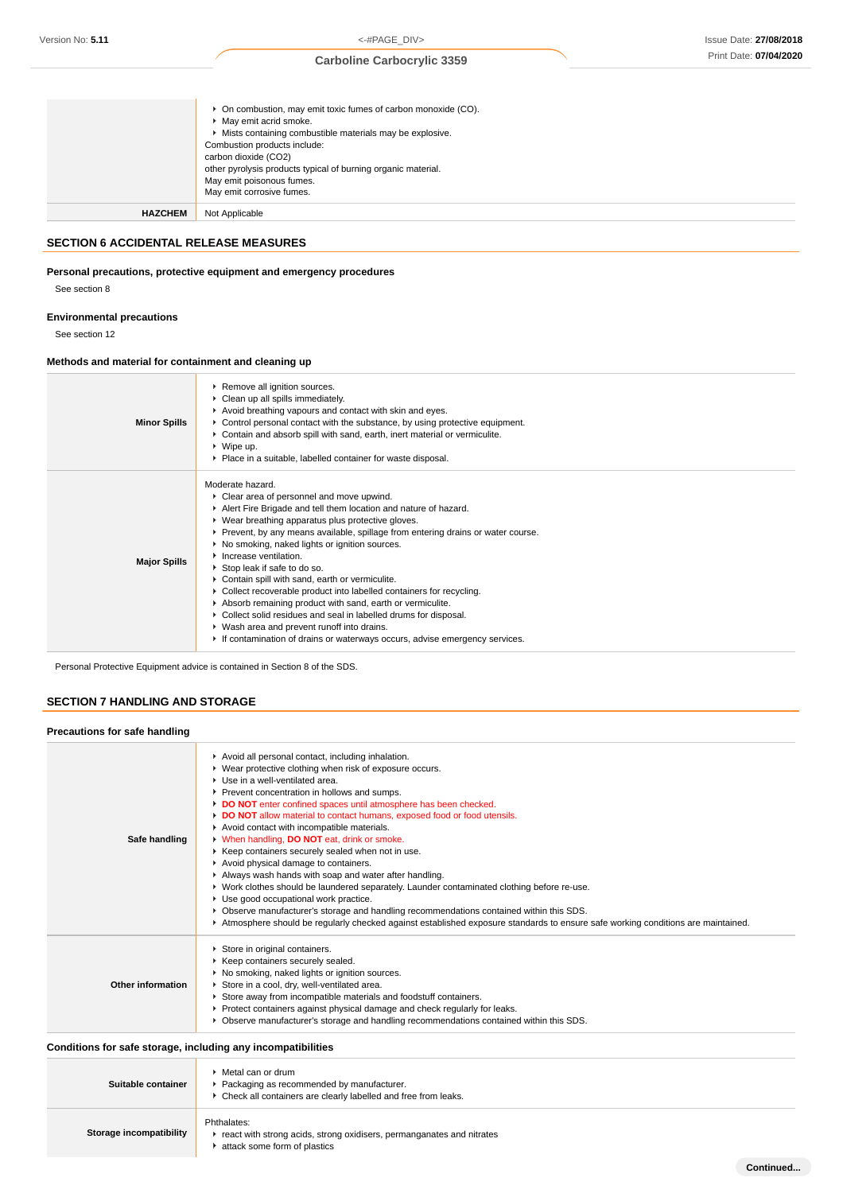|  |  |
|---|---|
|  | On combustion, may emit toxic fumes of carbon monoxide (CO).<br>May emit acrid smoke.<br>Mists containing combustible materials may be explosive.<br>Combustion products include:<br>carbon dioxide ($CO_2$)<br>other pyrolysis products typical of burning organic material.<br>May emit poisonous fumes.<br>May emit corrosive fumes. |
| **HAZCHEM** | Not Applicable |

## SECTION 6 ACCIDENTAL RELEASE MEASURES

### Personal precautions, protective equipment and emergency procedures

See section 8

### Environmental precautions

See section 12

### Methods and material for containment and cleaning up

|  |  |
|---|---|
| **Minor Spills** | Remove all ignition sources.<br>Clean up all spills immediately.<br>Avoid breathing vapours and contact with skin and eyes.<br>Control personal contact with the substance, by using protective equipment.<br>Contain and absorb spill with sand, earth, inert material or vermiculite.<br>Wipe up.<br>Place in a suitable, labelled container for waste disposal. |
| **Major Spills** | Moderate hazard.<br>Clear area of personnel and move upwind.<br>Alert Fire Brigade and tell them location and nature of hazard.<br>Wear breathing apparatus plus protective gloves.<br>Prevent, by any means available, spillage from entering drains or water course.<br>No smoking, naked lights or ignition sources.<br>Increase ventilation.<br>Stop leak if safe to do so.<br>Contain spill with sand, earth or vermiculite.<br>Collect recoverable product into labelled containers for recycling.<br>Absorb remaining product with sand, earth or vermiculite.<br>Collect solid residues and seal in labelled drums for disposal.<br>Wash area and prevent runoff into drains.<br>If contamination of drains or waterways occurs, advise emergency services. |

Personal Protective Equipment advice is contained in Section 8 of the SDS.

## SECTION 7 HANDLING AND STORAGE

### Precautions for safe handling

|  |  |
|---|---|
| **Safe handling** | Avoid all personal contact, including inhalation.<br>Wear protective clothing when risk of exposure occurs.<br>Use in a well-ventilated area.<br>Prevent concentration in hollows and sumps.<br>**DO NOT** enter confined spaces until atmosphere has been checked.<br>**DO NOT** allow material to contact humans, exposed food or food utensils.<br>Avoid contact with incompatible materials.<br>When handling, **DO NOT** eat, drink or smoke.<br>Keep containers securely sealed when not in use.<br>Avoid physical damage to containers.<br>Always wash hands with soap and water after handling.<br>Work clothes should be laundered separately. Launder contaminated clothing before re-use.<br>Use good occupational work practice.<br>Observe manufacturer's storage and handling recommendations contained within this SDS.<br>Atmosphere should be regularly checked against established exposure standards to ensure safe working conditions are maintained. |
| **Other information** | Store in original containers.<br>Keep containers securely sealed.<br>No smoking, naked lights or ignition sources.<br>Store in a cool, dry, well-ventilated area.<br>Store away from incompatible materials and foodstuff containers.<br>Protect containers against physical damage and check regularly for leaks.<br>Observe manufacturer's storage and handling recommendations contained within this SDS. |

### Conditions for safe storage, including any incompatibilities

|  |  |
|---|---|
| **Suitable container** | Metal can or drum<br>Packaging as recommended by manufacturer.<br>Check all containers are clearly labelled and free from leaks. |
| **Storage incompatibility** | Phthalates:<br>react with strong acids, strong oxidisers, permanganates and nitrates<br>attack some form of plastics |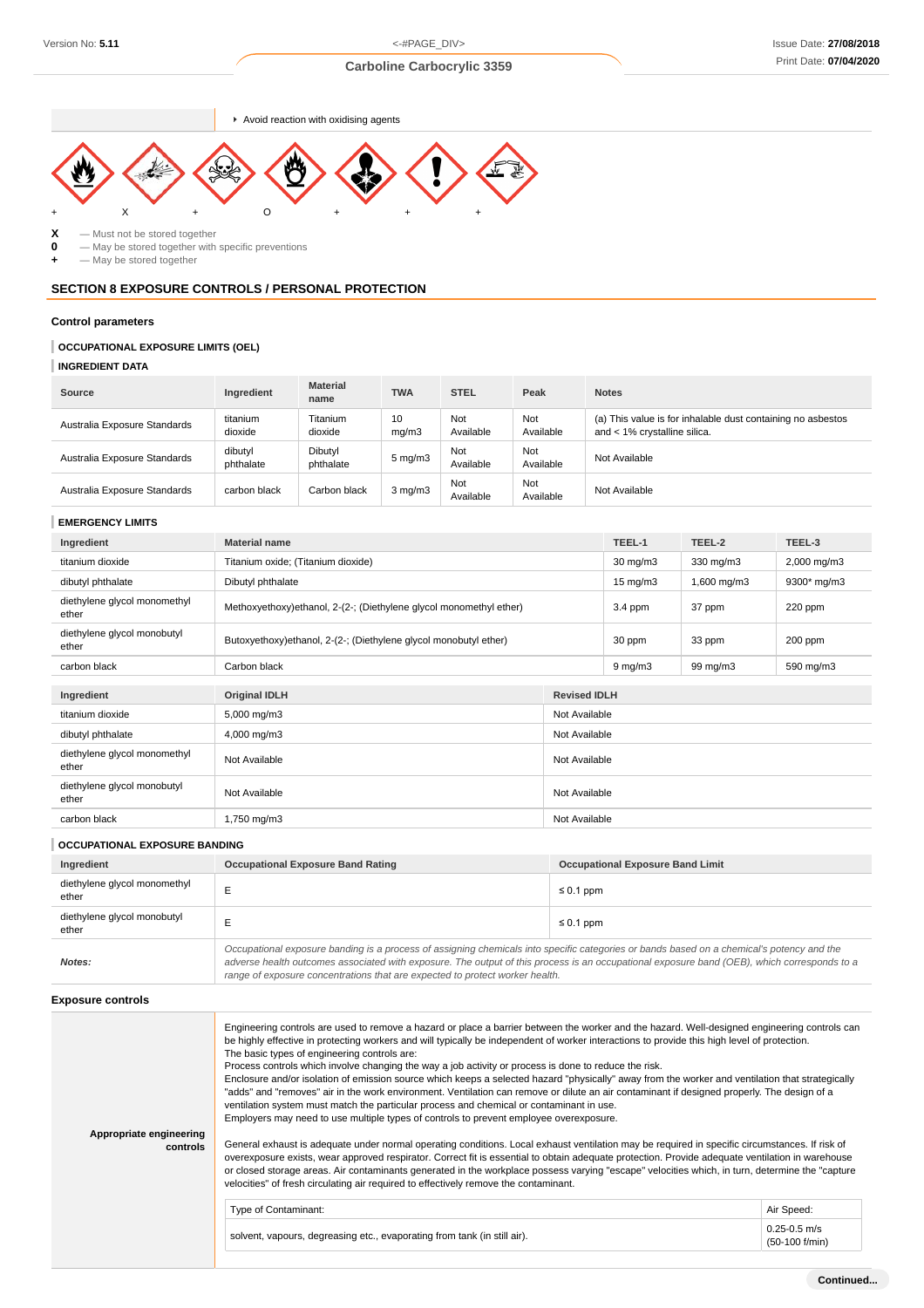| | Avoid reaction with oxidising agents |
|---|---|

| + | X | + | O | + | + | + |
|---|---|---|---|---|---|---|

**X** — Must not be stored together
**0** — May be stored together with specific preventions
**+** — May be stored together

## SECTION 8 EXPOSURE CONTROLS / PERSONAL PROTECTION

### Control parameters

#### OCCUPATIONAL EXPOSURE LIMITS (OEL)

#### INGREDIENT DATA

| Source | Ingredient | Material name | TWA | STEL | Peak | Notes |
|---|---|---|---|---|---|---|
| Australia Exposure Standards | titanium dioxide | Titanium dioxide | 10 mg/m3 | Not Available | Not Available | (a) This value is for inhalable dust containing no asbestos and < 1% crystalline silica. |
| Australia Exposure Standards | dibutyl phthalate | Dibutyl phthalate | 5 mg/m3 | Not Available | Not Available | Not Available |
| Australia Exposure Standards | carbon black | Carbon black | 3 mg/m3 | Not Available | Not Available | Not Available |

#### EMERGENCY LIMITS

| Ingredient | Material name | TEEL-1 | TEEL-2 | TEEL-3 |
|---|---|---|---|---|
| titanium dioxide | Titanium oxide; (Titanium dioxide) | 30 mg/m3 | 330 mg/m3 | 2,000 mg/m3 |
| dibutyl phthalate | Dibutyl phthalate | 15 mg/m3 | 1,600 mg/m3 | 9300* mg/m3 |
| diethylene glycol monomethyl ether | Methoxyethoxy)ethanol, 2-(2-; (Diethylene glycol monomethyl ether) | 3.4 ppm | 37 ppm | 220 ppm |
| diethylene glycol monobutyl ether | Butoxyethoxy)ethanol, 2-(2-; (Diethylene glycol monobutyl ether) | 30 ppm | 33 ppm | 200 ppm |
| carbon black | Carbon black | 9 mg/m3 | 99 mg/m3 | 590 mg/m3 |

| Ingredient | Original IDLH | Revised IDLH |
|---|---|---|
| titanium dioxide | 5,000 mg/m3 | Not Available |
| dibutyl phthalate | 4,000 mg/m3 | Not Available |
| diethylene glycol monomethyl ether | Not Available | Not Available |
| diethylene glycol monobutyl ether | Not Available | Not Available |
| carbon black | 1,750 mg/m3 | Not Available |

#### OCCUPATIONAL EXPOSURE BANDING

| Ingredient | Occupational Exposure Band Rating | Occupational Exposure Band Limit |
|---|---|---|
| diethylene glycol monomethyl ether | E | ≤ 0.1 ppm |
| diethylene glycol monobutyl ether | E | ≤ 0.1 ppm |
| **Notes:** | *Occupational exposure banding is a process of assigning chemicals into specific categories or bands based on a chemical's potency and the adverse health outcomes associated with exposure. The output of this process is an occupational exposure band (OEB), which corresponds to a range of exposure concentrations that are expected to protect worker health.* | |

### Exposure controls

**Appropriate engineering controls**

Engineering controls are used to remove a hazard or place a barrier between the worker and the hazard. Well-designed engineering controls can be highly effective in protecting workers and will typically be independent of worker interactions to provide this high level of protection.
The basic types of engineering controls are:
Process controls which involve changing the way a job activity or process is done to reduce the risk.
Enclosure and/or isolation of emission source which keeps a selected hazard "physically" away from the worker and ventilation that strategically "adds" and "removes" air in the work environment. Ventilation can remove or dilute an air contaminant if designed properly. The design of a ventilation system must match the particular process and chemical or contaminant in use.
Employers may need to use multiple types of controls to prevent employee overexposure.

General exhaust is adequate under normal operating conditions. Local exhaust ventilation may be required in specific circumstances. If risk of overexposure exists, wear approved respirator. Correct fit is essential to obtain adequate protection. Provide adequate ventilation in warehouse or closed storage areas. Air contaminants generated in the workplace possess varying "escape" velocities which, in turn, determine the "capture velocities" of fresh circulating air required to effectively remove the contaminant.

| Type of Contaminant: | Air Speed: |
|---|---|
| solvent, vapours, degreasing etc., evaporating from tank (in still air). | 0.25-0.5 m/s (50-100 f/min) |

**Continued...**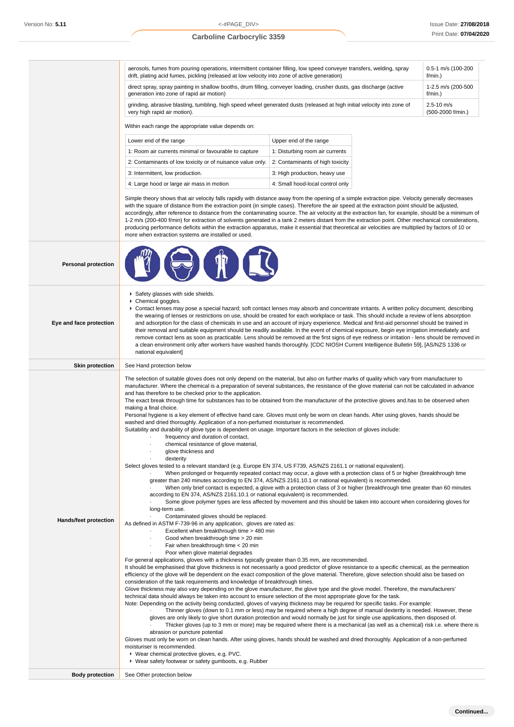| | |
|---|---|
| | aerosols, fumes from pouring operations, intermittent container filling, low speed conveyer transfers, welding, spray drift, plating acid fumes, pickling (released at low velocity into zone of active generation) — 0.5-1 m/s (100-200 f/min.)<br>direct spray, spray painting in shallow booths, drum filling, conveyer loading, crusher dusts, gas discharge (active generation into zone of rapid air motion) — 1-2.5 m/s (200-500 f/min.)<br>grinding, abrasive blasting, tumbling, high speed wheel generated dusts (released at high initial velocity into zone of very high rapid air motion). — 2.5-10 m/s (500-2000 f/min.)<br><br>Within each range the appropriate value depends on:<br><br>Lower end of the range / Upper end of the range<br>1: Room air currents minimal or favourable to capture / 1: Disturbing room air currents<br>2: Contaminants of low toxicity or of nuisance value only. / 2: Contaminants of high toxicity<br>3: Intermittent, low production. / 3: High production, heavy use<br>4: Large hood or large air mass in motion / 4: Small hood-local control only<br><br>Simple theory shows that air velocity falls rapidly with distance away from the opening of a simple extraction pipe. Velocity generally decreases with the square of distance from the extraction point (in simple cases). Therefore the air speed at the extraction point should be adjusted, accordingly, after reference to distance from the contaminating source. The air velocity at the extraction fan, for example, should be a minimum of 1-2 m/s (200-400 f/min) for extraction of solvents generated in a tank 2 meters distant from the extraction point. Other mechanical considerations, producing performance deficits within the extraction apparatus, make it essential that theoretical air velocities are multiplied by factors of 10 or more when extraction systems are installed or used. |
| **Personal protection** | |
| **Eye and face protection** | ▸ Safety glasses with side shields.<br>▸ Chemical goggles.<br>▸ Contact lenses may pose a special hazard; soft contact lenses may absorb and concentrate irritants. A written policy document, describing the wearing of lenses or restrictions on use, should be created for each workplace or task. This should include a review of lens absorption and adsorption for the class of chemicals in use and an account of injury experience. Medical and first-aid personnel should be trained in their removal and suitable equipment should be readily available. In the event of chemical exposure, begin eye irrigation immediately and remove contact lens as soon as practicable. Lens should be removed at the first signs of eye redness or irritation - lens should be removed in a clean environment only after workers have washed hands thoroughly. [CDC NIOSH Current Intelligence Bulletin 59], [AS/NZS 1336 or national equivalent] |
| **Skin protection** | See Hand protection below |
| **Hands/feet protection** | The selection of suitable gloves does not only depend on the material, but also on further marks of quality which vary from manufacturer to manufacturer. Where the chemical is a preparation of several substances, the resistance of the glove material can not be calculated in advance and has therefore to be checked prior to the application.<br>The exact break through time for substances has to be obtained from the manufacturer of the protective gloves and.has to be observed when making a final choice.<br>Personal hygiene is a key element of effective hand care. Gloves must only be worn on clean hands. After using gloves, hands should be washed and dried thoroughly. Application of a non-perfumed moisturiser is recommended.<br>Suitability and durability of glove type is dependent on usage. Important factors in the selection of gloves include:<br>· frequency and duration of contact,<br>· chemical resistance of glove material,<br>· glove thickness and<br>· dexterity<br>Select gloves tested to a relevant standard (e.g. Europe EN 374, US F739, AS/NZS 2161.1 or national equivalent).<br>· When prolonged or frequently repeated contact may occur, a glove with a protection class of 5 or higher (breakthrough time greater than 240 minutes according to EN 374, AS/NZS 2161.10.1 or national equivalent) is recommended.<br>· When only brief contact is expected, a glove with a protection class of 3 or higher (breakthrough time greater than 60 minutes according to EN 374, AS/NZS 2161.10.1 or national equivalent) is recommended.<br>· Some glove polymer types are less affected by movement and this should be taken into account when considering gloves for long-term use.<br>· Contaminated gloves should be replaced.<br>As defined in ASTM F-739-96 in any application, gloves are rated as:<br>· Excellent when breakthrough time > 480 min<br>· Good when breakthrough time > 20 min<br>· Fair when breakthrough time < 20 min<br>· Poor when glove material degrades<br>For general applications, gloves with a thickness typically greater than 0.35 mm, are recommended.<br>It should be emphasised that glove thickness is not necessarily a good predictor of glove resistance to a specific chemical, as the permeation efficiency of the glove will be dependent on the exact composition of the glove material. Therefore, glove selection should also be based on consideration of the task requirements and knowledge of breakthrough times.<br>Glove thickness may also vary depending on the glove manufacturer, the glove type and the glove model. Therefore, the manufacturers' technical data should always be taken into account to ensure selection of the most appropriate glove for the task.<br>Note: Depending on the activity being conducted, gloves of varying thickness may be required for specific tasks. For example:<br>· Thinner gloves (down to 0.1 mm or less) may be required where a high degree of manual dexterity is needed. However, these gloves are only likely to give short duration protection and would normally be just for single use applications, then disposed of.<br>· Thicker gloves (up to 3 mm or more) may be required where there is a mechanical (as well as a chemical) risk i.e. where there is abrasion or puncture potential<br>Gloves must only be worn on clean hands. After using gloves, hands should be washed and dried thoroughly. Application of a non-perfumed moisturiser is recommended.<br>▸ Wear chemical protective gloves, e.g. PVC.<br>▸ Wear safety footwear or safety gumboots, e.g. Rubber |
| **Body protection** | See Other protection below |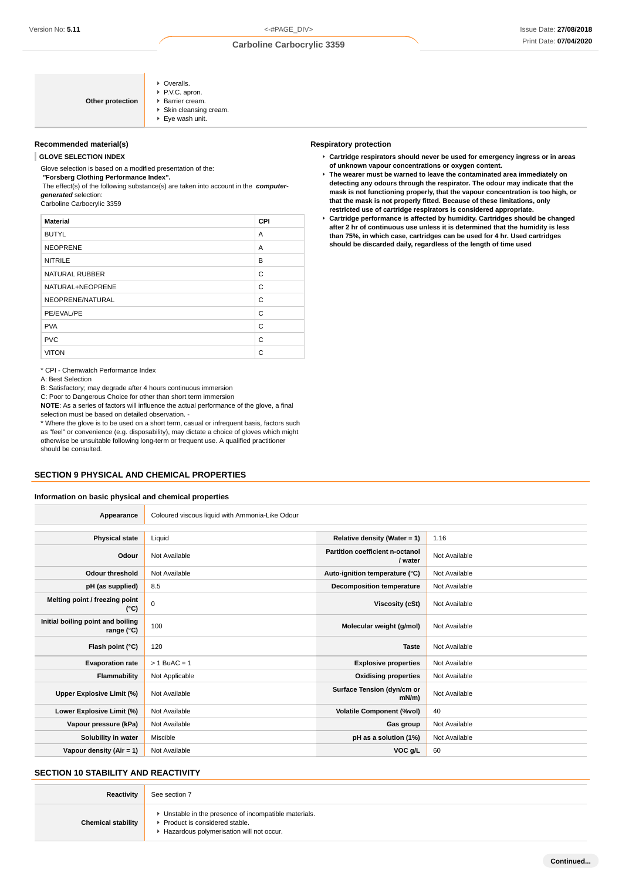| Other protection | ‣ Overalls.<br>‣ P.V.C. apron.<br>‣ Barrier cream.<br>‣ Skin cleansing cream.<br>‣ Eye wash unit. |
|---|---|

### Recommended material(s)

**GLOVE SELECTION INDEX**

Glove selection is based on a modified presentation of the:
***"Forsberg Clothing Performance Index".***
The effect(s) of the following substance(s) are taken into account in the ***computer-generated*** selection:
Carboline Carbocrylic 3359

| Material | CPI |
|---|---|
| BUTYL | A |
| NEOPRENE | A |
| NITRILE | B |
| NATURAL RUBBER | C |
| NATURAL+NEOPRENE | C |
| NEOPRENE/NATURAL | C |
| PE/EVAL/PE | C |
| PVA | C |
| PVC | C |
| VITON | C |

* CPI - Chemwatch Performance Index
A: Best Selection
B: Satisfactory; may degrade after 4 hours continuous immersion
C: Poor to Dangerous Choice for other than short term immersion
**NOTE**: As a series of factors will influence the actual performance of the glove, a final selection must be based on detailed observation. -
* Where the glove is to be used on a short term, casual or infrequent basis, factors such as "feel" or convenience (e.g. disposability), may dictate a choice of gloves which might otherwise be unsuitable following long-term or frequent use. A qualified practitioner should be consulted.

### Respiratory protection

- **Cartridge respirators should never be used for emergency ingress or in areas of unknown vapour concentrations or oxygen content.**
- **The wearer must be warned to leave the contaminated area immediately on detecting any odours through the respirator. The odour may indicate that the mask is not functioning properly, that the vapour concentration is too high, or that the mask is not properly fitted. Because of these limitations, only restricted use of cartridge respirators is considered appropriate.**
- **Cartridge performance is affected by humidity. Cartridges should be changed after 2 hr of continuous use unless it is determined that the humidity is less than 75%, in which case, cartridges can be used for 4 hr. Used cartridges should be discarded daily, regardless of the length of time used**

## SECTION 9 PHYSICAL AND CHEMICAL PROPERTIES

### Information on basic physical and chemical properties

| Appearance | Coloured viscous liquid with Ammonia-Like Odour | | |
|---|---|---|---|
| Physical state | Liquid | Relative density (Water = 1) | 1.16 |
| Odour | Not Available | Partition coefficient n-octanol / water | Not Available |
| Odour threshold | Not Available | Auto-ignition temperature (°C) | Not Available |
| pH (as supplied) | 8.5 | Decomposition temperature | Not Available |
| Melting point / freezing point (°C) | 0 | Viscosity (cSt) | Not Available |
| Initial boiling point and boiling range (°C) | 100 | Molecular weight (g/mol) | Not Available |
| Flash point (°C) | 120 | Taste | Not Available |
| Evaporation rate | > 1 BuAC = 1 | Explosive properties | Not Available |
| Flammability | Not Applicable | Oxidising properties | Not Available |
| Upper Explosive Limit (%) | Not Available | Surface Tension (dyn/cm or mN/m) | Not Available |
| Lower Explosive Limit (%) | Not Available | Volatile Component (%vol) | 40 |
| Vapour pressure (kPa) | Not Available | Gas group | Not Available |
| Solubility in water | Miscible | pH as a solution (1%) | Not Available |
| Vapour density (Air = 1) | Not Available | VOC g/L | 60 |

## SECTION 10 STABILITY AND REACTIVITY

| Reactivity | See section 7 |
|---|---|
| Chemical stability | ‣ Unstable in the presence of incompatible materials.<br>‣ Product is considered stable.<br>‣ Hazardous polymerisation will not occur. |

**Continued...**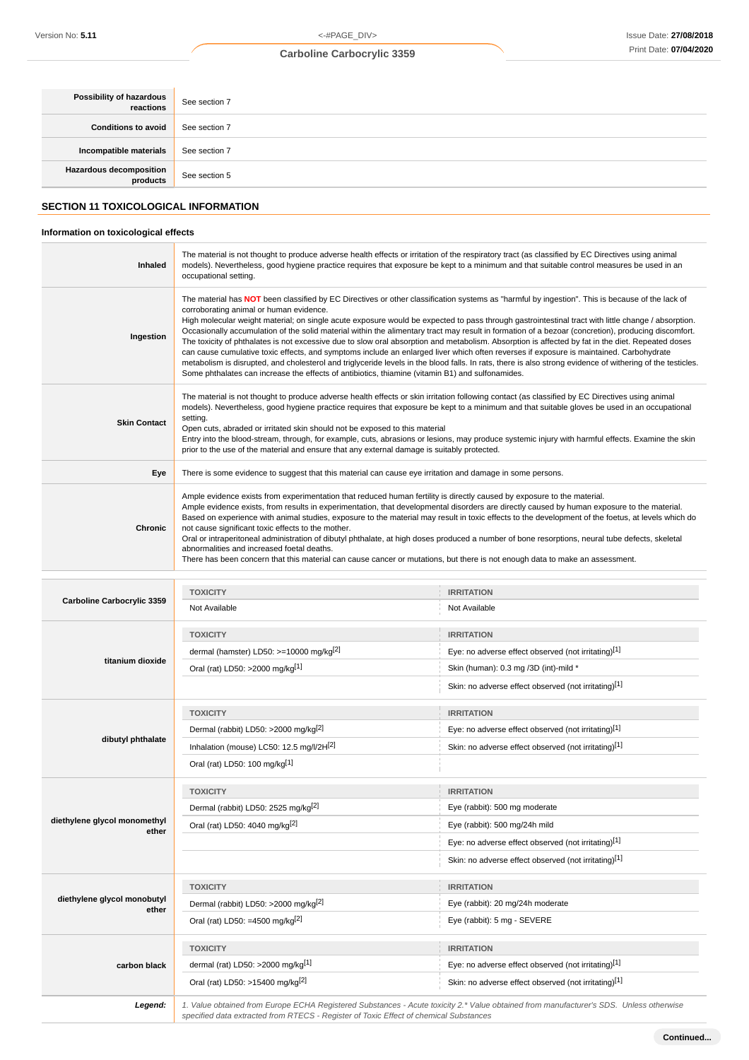| | |
|---|---|
| **Possibility of hazardous reactions** | See section 7 |
| **Conditions to avoid** | See section 7 |
| **Incompatible materials** | See section 7 |
| **Hazardous decomposition products** | See section 5 |

## SECTION 11 TOXICOLOGICAL INFORMATION

### Information on toxicological effects

| | |
|---|---|
| **Inhaled** | The material is not thought to produce adverse health effects or irritation of the respiratory tract (as classified by EC Directives using animal models). Nevertheless, good hygiene practice requires that exposure be kept to a minimum and that suitable control measures be used in an occupational setting. |
| **Ingestion** | The material has **NOT** been classified by EC Directives or other classification systems as "harmful by ingestion". This is because of the lack of corroborating animal or human evidence.<br>High molecular weight material; on single acute exposure would be expected to pass through gastrointestinal tract with little change / absorption. Occasionally accumulation of the solid material within the alimentary tract may result in formation of a bezoar (concretion), producing discomfort.<br>The toxicity of phthalates is not excessive due to slow oral absorption and metabolism. Absorption is affected by fat in the diet. Repeated doses can cause cumulative toxic effects, and symptoms include an enlarged liver which often reverses if exposure is maintained. Carbohydrate metabolism is disrupted, and cholesterol and triglyceride levels in the blood falls. In rats, there is also strong evidence of withering of the testicles. Some phthalates can increase the effects of antibiotics, thiamine (vitamin B1) and sulfonamides. |
| **Skin Contact** | The material is not thought to produce adverse health effects or skin irritation following contact (as classified by EC Directives using animal models). Nevertheless, good hygiene practice requires that exposure be kept to a minimum and that suitable gloves be used in an occupational setting.<br>Open cuts, abraded or irritated skin should not be exposed to this material<br>Entry into the blood-stream, through, for example, cuts, abrasions or lesions, may produce systemic injury with harmful effects. Examine the skin prior to the use of the material and ensure that any external damage is suitably protected. |
| **Eye** | There is some evidence to suggest that this material can cause eye irritation and damage in some persons. |
| **Chronic** | Ample evidence exists from experimentation that reduced human fertility is directly caused by exposure to the material.<br>Ample evidence exists, from results in experimentation, that developmental disorders are directly caused by human exposure to the material.<br>Based on experience with animal studies, exposure to the material may result in toxic effects to the development of the foetus, at levels which do not cause significant toxic effects to the mother.<br>Oral or intraperitoneal administration of dibutyl phthalate, at high doses produced a number of bone resorptions, neural tube defects, skeletal abnormalities and increased foetal deaths.<br>There has been concern that this material can cause cancer or mutations, but there is not enough data to make an assessment. |

| | TOXICITY | IRRITATION |
|---|---|---|
| **Carboline Carbocrylic 3359** | Not Available | Not Available |
| **titanium dioxide** | dermal (hamster) LD50: >=10000 mg/kg[2] | Eye: no adverse effect observed (not irritating)[1] |
| | Oral (rat) LD50: >2000 mg/kg[1] | Skin (human): 0.3 mg /3D (int)-mild * |
| | | Skin: no adverse effect observed (not irritating)[1] |
| **dibutyl phthalate** | Dermal (rabbit) LD50: >2000 mg/kg[2] | Eye: no adverse effect observed (not irritating)[1] |
| | Inhalation (mouse) LC50: 12.5 mg/l/2H[2] | Skin: no adverse effect observed (not irritating)[1] |
| | Oral (rat) LD50: 100 mg/kg[1] | |
| **diethylene glycol monomethyl ether** | Dermal (rabbit) LD50: 2525 mg/kg[2] | Eye (rabbit): 500 mg moderate |
| | Oral (rat) LD50: 4040 mg/kg[2] | Eye (rabbit): 500 mg/24h mild |
| | | Eye: no adverse effect observed (not irritating)[1] |
| | | Skin: no adverse effect observed (not irritating)[1] |
| **diethylene glycol monobutyl ether** | Dermal (rabbit) LD50: >2000 mg/kg[2] | Eye (rabbit): 20 mg/24h moderate |
| | Oral (rat) LD50: =4500 mg/kg[2] | Eye (rabbit): 5 mg - SEVERE |
| **carbon black** | dermal (rat) LD50: >2000 mg/kg[1] | Eye: no adverse effect observed (not irritating)[1] |
| | Oral (rat) LD50: >15400 mg/kg[2] | Skin: no adverse effect observed (not irritating)[1] |

| | |
|---|---|
| ***Legend:*** | *1. Value obtained from Europe ECHA Registered Substances - Acute toxicity 2.* Value obtained from manufacturer's SDS. Unless otherwise specified data extracted from RTECS - Register of Toxic Effect of chemical Substances* |

**Continued...**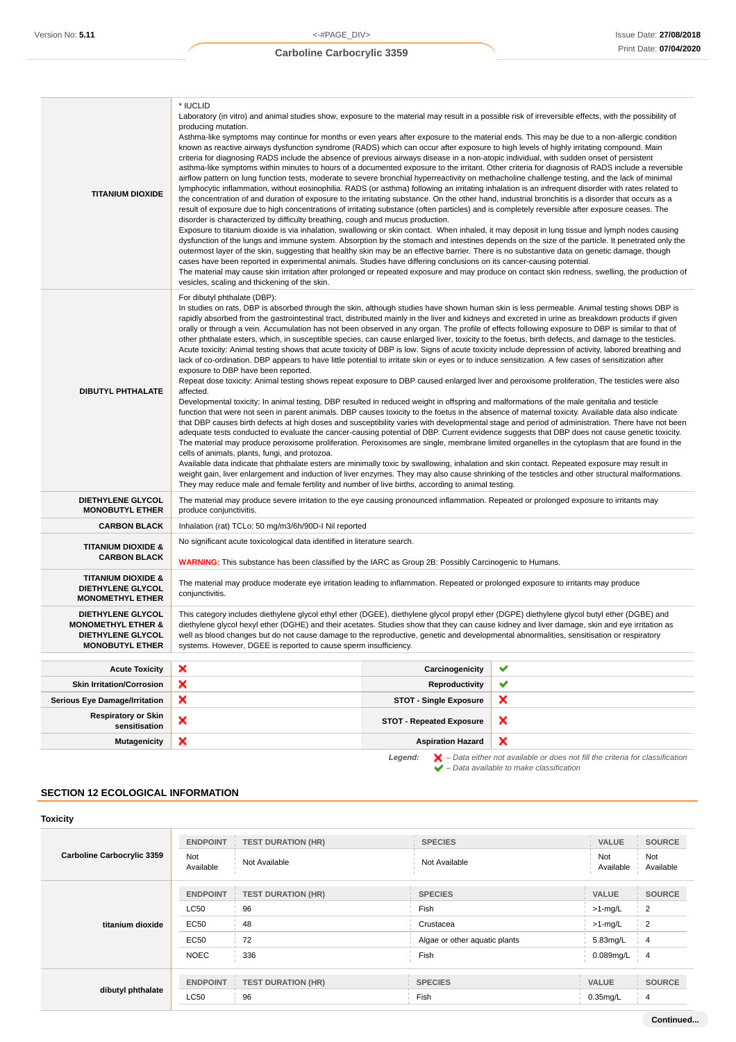| | |
|---|---|
| **TITANIUM DIOXIDE** | * IUCLID<br>Laboratory (in vitro) and animal studies show, exposure to the material may result in a possible risk of irreversible effects, with the possibility of producing mutation.<br>Asthma-like symptoms may continue for months or even years after exposure to the material ends. This may be due to a non-allergic condition known as reactive airways dysfunction syndrome (RADS) which can occur after exposure to high levels of highly irritating compound. Main criteria for diagnosing RADS include the absence of previous airways disease in a non-atopic individual, with sudden onset of persistent asthma-like symptoms within minutes to hours of a documented exposure to the irritant. Other criteria for diagnosis of RADS include a reversible airflow pattern on lung function tests, moderate to severe bronchial hyperreactivity on methacholine challenge testing, and the lack of minimal lymphocytic inflammation, without eosinophilia. RADS (or asthma) following an irritating inhalation is an infrequent disorder with rates related to the concentration of and duration of exposure to the irritating substance. On the other hand, industrial bronchitis is a disorder that occurs as a result of exposure due to high concentrations of irritating substance (often particles) and is completely reversible after exposure ceases. The disorder is characterized by difficulty breathing, cough and mucus production.<br>Exposure to titanium dioxide is via inhalation, swallowing or skin contact. When inhaled, it may deposit in lung tissue and lymph nodes causing dysfunction of the lungs and immune system. Absorption by the stomach and intestines depends on the size of the particle. It penetrated only the outermost layer of the skin, suggesting that healthy skin may be an effective barrier. There is no substantive data on genetic damage, though cases have been reported in experimental animals. Studies have differing conclusions on its cancer-causing potential.<br>The material may cause skin irritation after prolonged or repeated exposure and may produce on contact skin redness, swelling, the production of vesicles, scaling and thickening of the skin. |
| **DIBUTYL PHTHALATE** | For dibutyl phthalate (DBP):<br>In studies on rats, DBP is absorbed through the skin, although studies have shown human skin is less permeable. Animal testing shows DBP is rapidly absorbed from the gastrointestinal tract, distributed mainly in the liver and kidneys and excreted in urine as breakdown products if given orally or through a vein. Accumulation has not been observed in any organ. The profile of effects following exposure to DBP is similar to that of other phthalate esters, which, in susceptible species, can cause enlarged liver, toxicity to the foetus, birth defects, and damage to the testicles.<br>Acute toxicity: Animal testing shows that acute toxicity of DBP is low. Signs of acute toxicity include depression of activity, labored breathing and lack of co-ordination. DBP appears to have little potential to irritate skin or eyes or to induce sensitization. A few cases of sensitization after exposure to DBP have been reported.<br>Repeat dose toxicity: Animal testing shows repeat exposure to DBP caused enlarged liver and peroxisome proliferation, The testicles were also affected.<br>Developmental toxicity: In animal testing, DBP resulted in reduced weight in offspring and malformations of the male genitalia and testicle function that were not seen in parent animals. DBP causes toxicity to the foetus in the absence of maternal toxicity. Available data also indicate that DBP causes birth defects at high doses and susceptibility varies with developmental stage and period of administration. There have not been adequate tests conducted to evaluate the cancer-causing potential of DBP. Current evidence suggests that DBP does not cause genetic toxicity.<br>The material may produce peroxisome proliferation. Peroxisomes are single, membrane limited organelles in the cytoplasm that are found in the cells of animals, plants, fungi, and protozoa.<br>Available data indicate that phthalate esters are minimally toxic by swallowing, inhalation and skin contact. Repeated exposure may result in weight gain, liver enlargement and induction of liver enzymes. They may also cause shrinking of the testicles and other structural malformations. They may reduce male and female fertility and number of live births, according to animal testing. |
| **DIETHYLENE GLYCOL MONOBUTYL ETHER** | The material may produce severe irritation to the eye causing pronounced inflammation. Repeated or prolonged exposure to irritants may produce conjunctivitis. |
| **CARBON BLACK** | Inhalation (rat) TCLo: 50 mg/m3/6h/90D-I Nil reported |
| **TITANIUM DIOXIDE & CARBON BLACK** | No significant acute toxicological data identified in literature search.<br><br>**WARNING:** This substance has been classified by the IARC as Group 2B: Possibly Carcinogenic to Humans. |
| **TITANIUM DIOXIDE & DIETHYLENE GLYCOL MONOMETHYL ETHER** | The material may produce moderate eye irritation leading to inflammation. Repeated or prolonged exposure to irritants may produce conjunctivitis. |
| **DIETHYLENE GLYCOL MONOMETHYL ETHER & DIETHYLENE GLYCOL MONOBUTYL ETHER** | This category includes diethylene glycol ethyl ether (DGEE), diethylene glycol propyl ether (DGPE) diethylene glycol butyl ether (DGBE) and diethylene glycol hexyl ether (DGHE) and their acetates. Studies show that they can cause kidney and liver damage, skin and eye irritation as well as blood changes but do not cause damage to the reproductive, genetic and developmental abnormalities, sensitisation or respiratory systems. However, DGEE is reported to cause sperm insufficiency. |

| | | | |
|---|---|---|---|
| **Acute Toxicity** | ✘ | **Carcinogenicity** | ✔ |
| **Skin Irritation/Corrosion** | ✘ | **Reproductivity** | ✔ |
| **Serious Eye Damage/Irritation** | ✘ | **STOT - Single Exposure** | ✘ |
| **Respiratory or Skin sensitisation** | ✘ | **STOT - Repeated Exposure** | ✘ |
| **Mutagenicity** | ✘ | **Aspiration Hazard** | ✘ |

*Legend:* ✘ *– Data either not available or does not fill the criteria for classification*
✔ *– Data available to make classification*

## SECTION 12 ECOLOGICAL INFORMATION

### Toxicity

| | ENDPOINT | TEST DURATION (HR) | SPECIES | VALUE | SOURCE |
|---|---|---|---|---|---|
| **Carboline Carbocrylic 3359** | Not Available | Not Available | Not Available | Not Available | Not Available |
| **titanium dioxide** | **ENDPOINT** | **TEST DURATION (HR)** | **SPECIES** | **VALUE** | **SOURCE** |
| | LC50 | 96 | Fish | >1-mg/L | 2 |
| | EC50 | 48 | Crustacea | >1-mg/L | 2 |
| | EC50 | 72 | Algae or other aquatic plants | 5.83mg/L | 4 |
| | NOEC | 336 | Fish | 0.089mg/L | 4 |
| **dibutyl phthalate** | **ENDPOINT** | **TEST DURATION (HR)** | **SPECIES** | **VALUE** | **SOURCE** |
| | LC50 | 96 | Fish | 0.35mg/L | 4 |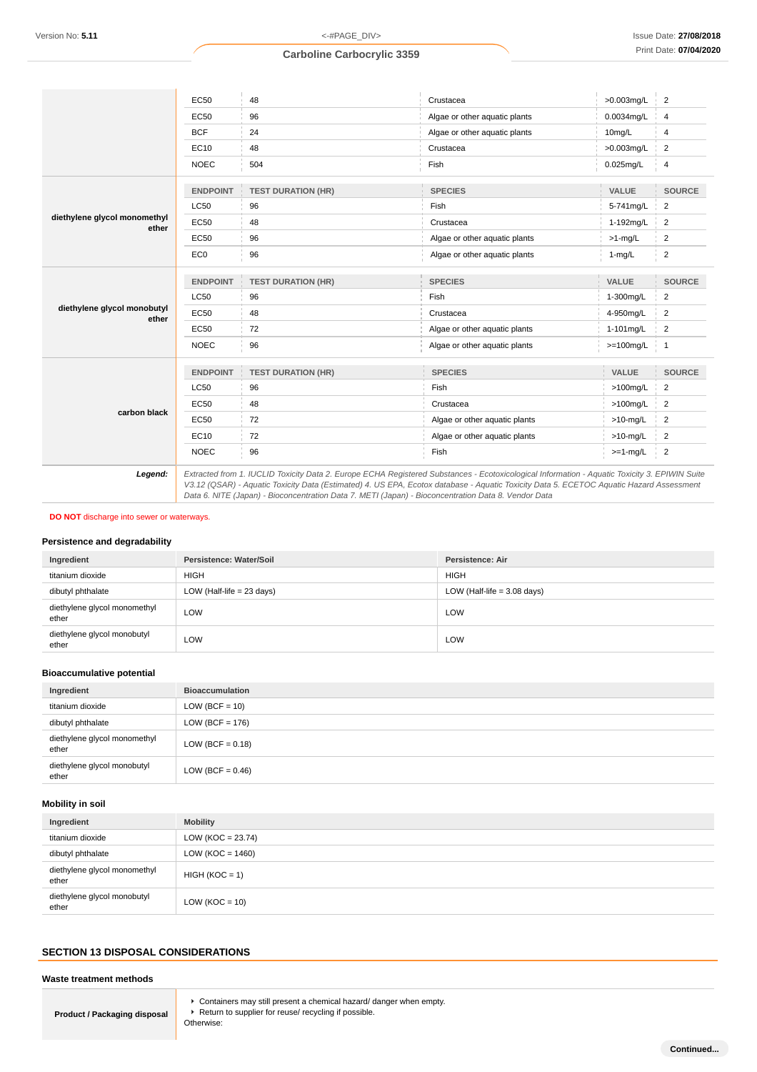| | ENDPOINT | TEST DURATION (HR) | SPECIES | VALUE | SOURCE |
|---|---|---|---|---|---|
| | EC50 | 48 | Crustacea | >0.003mg/L | 2 |
| | EC50 | 96 | Algae or other aquatic plants | 0.0034mg/L | 4 |
| | BCF | 24 | Algae or other aquatic plants | 10mg/L | 4 |
| | EC10 | 48 | Crustacea | >0.003mg/L | 2 |
| | NOEC | 504 | Fish | 0.025mg/L | 4 |

| **diethylene glycol monomethyl ether** | ENDPOINT | TEST DURATION (HR) | SPECIES | VALUE | SOURCE |
|---|---|---|---|---|---|
| | LC50 | 96 | Fish | 5-741mg/L | 2 |
| | EC50 | 48 | Crustacea | 1-192mg/L | 2 |
| | EC50 | 96 | Algae or other aquatic plants | >1-mg/L | 2 |
| | EC0 | 96 | Algae or other aquatic plants | 1-mg/L | 2 |

| **diethylene glycol monobutyl ether** | ENDPOINT | TEST DURATION (HR) | SPECIES | VALUE | SOURCE |
|---|---|---|---|---|---|
| | LC50 | 96 | Fish | 1-300mg/L | 2 |
| | EC50 | 48 | Crustacea | 4-950mg/L | 2 |
| | EC50 | 72 | Algae or other aquatic plants | 1-101mg/L | 2 |
| | NOEC | 96 | Algae or other aquatic plants | >=100mg/L | 1 |

| **carbon black** | ENDPOINT | TEST DURATION (HR) | SPECIES | VALUE | SOURCE |
|---|---|---|---|---|---|
| | LC50 | 96 | Fish | >100mg/L | 2 |
| | EC50 | 48 | Crustacea | >100mg/L | 2 |
| | EC50 | 72 | Algae or other aquatic plants | >10-mg/L | 2 |
| | EC10 | 72 | Algae or other aquatic plants | >10-mg/L | 2 |
| | NOEC | 96 | Fish | >=1-mg/L | 2 |

***Legend:*** *Extracted from 1. IUCLID Toxicity Data 2. Europe ECHA Registered Substances - Ecotoxicological Information - Aquatic Toxicity 3. EPIWIN Suite V3.12 (QSAR) - Aquatic Toxicity Data (Estimated) 4. US EPA, Ecotox database - Aquatic Toxicity Data 5. ECETOC Aquatic Hazard Assessment Data 6. NITE (Japan) - Bioconcentration Data 7. METI (Japan) - Bioconcentration Data 8. Vendor Data*

**DO NOT** discharge into sewer or waterways.

### Persistence and degradability

| Ingredient | Persistence: Water/Soil | Persistence: Air |
|---|---|---|
| titanium dioxide | HIGH | HIGH |
| dibutyl phthalate | LOW (Half-life = 23 days) | LOW (Half-life = 3.08 days) |
| diethylene glycol monomethyl ether | LOW | LOW |
| diethylene glycol monobutyl ether | LOW | LOW |

### Bioaccumulative potential

| Ingredient | Bioaccumulation |
|---|---|
| titanium dioxide | LOW (BCF = 10) |
| dibutyl phthalate | LOW (BCF = 176) |
| diethylene glycol monomethyl ether | LOW (BCF = 0.18) |
| diethylene glycol monobutyl ether | LOW (BCF = 0.46) |

### Mobility in soil

| Ingredient | Mobility |
|---|---|
| titanium dioxide | LOW (KOC = 23.74) |
| dibutyl phthalate | LOW (KOC = 1460) |
| diethylene glycol monomethyl ether | HIGH (KOC = 1) |
| diethylene glycol monobutyl ether | LOW (KOC = 10) |

## SECTION 13 DISPOSAL CONSIDERATIONS

### Waste treatment methods

| **Product / Packaging disposal** | ▸ Containers may still present a chemical hazard/ danger when empty.<br>▸ Return to supplier for reuse/ recycling if possible.<br>Otherwise: |
|---|---|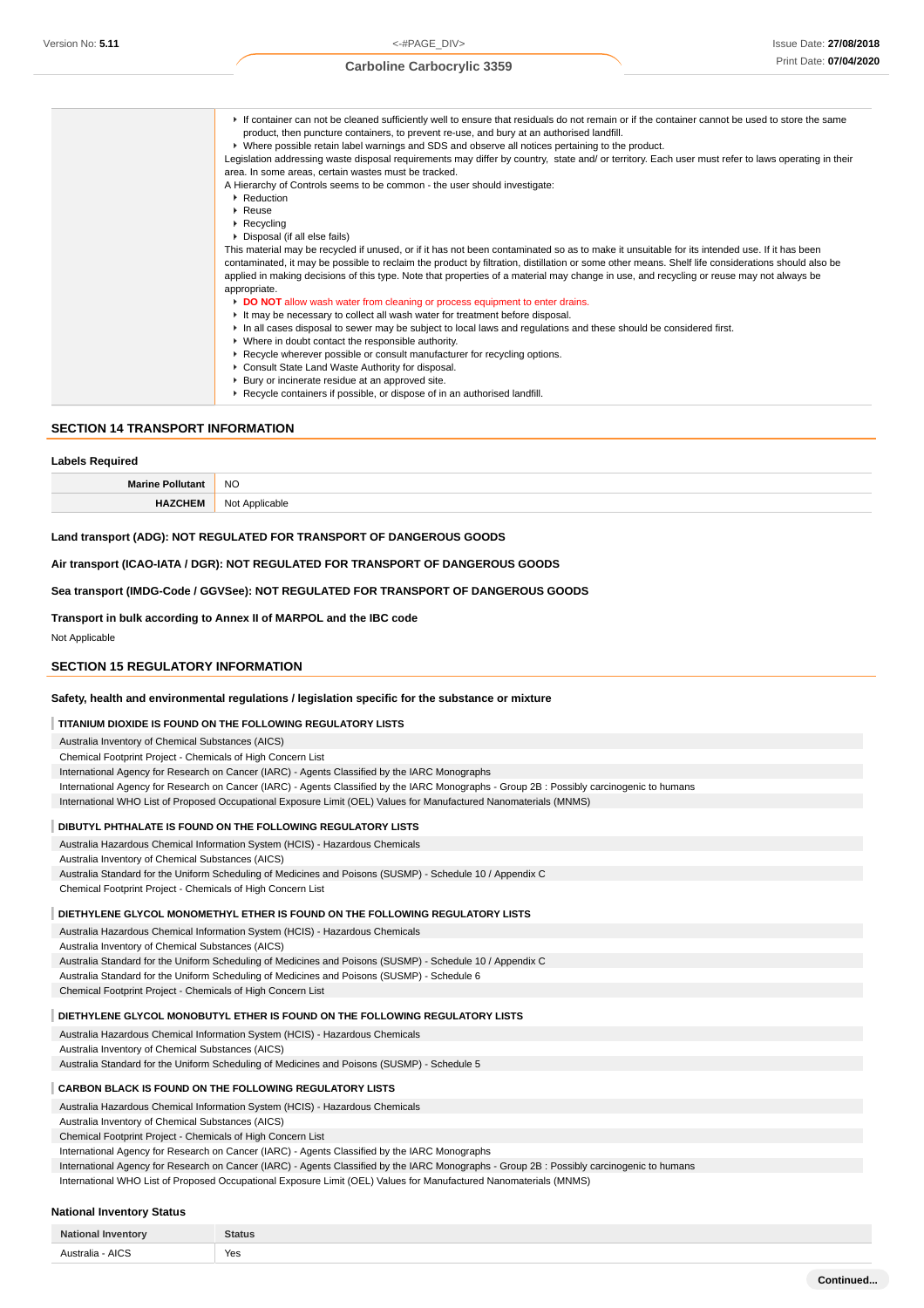- If container can not be cleaned sufficiently well to ensure that residuals do not remain or if the container cannot be used to store the same product, then puncture containers, to prevent re-use, and bury at an authorised landfill.
- Where possible retain label warnings and SDS and observe all notices pertaining to the product.

Legislation addressing waste disposal requirements may differ by country, state and/ or territory. Each user must refer to laws operating in their area. In some areas, certain wastes must be tracked.

A Hierarchy of Controls seems to be common - the user should investigate:

- Reduction
- Reuse
- Recycling
- Disposal (if all else fails)

This material may be recycled if unused, or if it has not been contaminated so as to make it unsuitable for its intended use. If it has been contaminated, it may be possible to reclaim the product by filtration, distillation or some other means. Shelf life considerations should also be applied in making decisions of this type. Note that properties of a material may change in use, and recycling or reuse may not always be appropriate.

- **DO NOT** allow wash water from cleaning or process equipment to enter drains.
- It may be necessary to collect all wash water for treatment before disposal.
- In all cases disposal to sewer may be subject to local laws and regulations and these should be considered first.
- Where in doubt contact the responsible authority.
- Recycle wherever possible or consult manufacturer for recycling options.
- Consult State Land Waste Authority for disposal.
- Bury or incinerate residue at an approved site.
- Recycle containers if possible, or dispose of in an authorised landfill.

## SECTION 14 TRANSPORT INFORMATION

### Labels Required

| | |
|---|---|
| **Marine Pollutant** | NO |
| **HAZCHEM** | Not Applicable |

**Land transport (ADG): NOT REGULATED FOR TRANSPORT OF DANGEROUS GOODS**

**Air transport (ICAO-IATA / DGR): NOT REGULATED FOR TRANSPORT OF DANGEROUS GOODS**

**Sea transport (IMDG-Code / GGVSee): NOT REGULATED FOR TRANSPORT OF DANGEROUS GOODS**

**Transport in bulk according to Annex II of MARPOL and the IBC code**

Not Applicable

## SECTION 15 REGULATORY INFORMATION

### Safety, health and environmental regulations / legislation specific for the substance or mixture

**TITANIUM DIOXIDE IS FOUND ON THE FOLLOWING REGULATORY LISTS**

Australia Inventory of Chemical Substances (AICS)
Chemical Footprint Project - Chemicals of High Concern List
International Agency for Research on Cancer (IARC) - Agents Classified by the IARC Monographs
International Agency for Research on Cancer (IARC) - Agents Classified by the IARC Monographs - Group 2B : Possibly carcinogenic to humans
International WHO List of Proposed Occupational Exposure Limit (OEL) Values for Manufactured Nanomaterials (MNMS)

**DIBUTYL PHTHALATE IS FOUND ON THE FOLLOWING REGULATORY LISTS**

Australia Hazardous Chemical Information System (HCIS) - Hazardous Chemicals
Australia Inventory of Chemical Substances (AICS)
Australia Standard for the Uniform Scheduling of Medicines and Poisons (SUSMP) - Schedule 10 / Appendix C
Chemical Footprint Project - Chemicals of High Concern List

**DIETHYLENE GLYCOL MONOMETHYL ETHER IS FOUND ON THE FOLLOWING REGULATORY LISTS**

Australia Hazardous Chemical Information System (HCIS) - Hazardous Chemicals
Australia Inventory of Chemical Substances (AICS)
Australia Standard for the Uniform Scheduling of Medicines and Poisons (SUSMP) - Schedule 10 / Appendix C
Australia Standard for the Uniform Scheduling of Medicines and Poisons (SUSMP) - Schedule 6
Chemical Footprint Project - Chemicals of High Concern List

**DIETHYLENE GLYCOL MONOBUTYL ETHER IS FOUND ON THE FOLLOWING REGULATORY LISTS**

Australia Hazardous Chemical Information System (HCIS) - Hazardous Chemicals
Australia Inventory of Chemical Substances (AICS)
Australia Standard for the Uniform Scheduling of Medicines and Poisons (SUSMP) - Schedule 5

**CARBON BLACK IS FOUND ON THE FOLLOWING REGULATORY LISTS**

Australia Hazardous Chemical Information System (HCIS) - Hazardous Chemicals
Australia Inventory of Chemical Substances (AICS)
Chemical Footprint Project - Chemicals of High Concern List
International Agency for Research on Cancer (IARC) - Agents Classified by the IARC Monographs
International Agency for Research on Cancer (IARC) - Agents Classified by the IARC Monographs - Group 2B : Possibly carcinogenic to humans
International WHO List of Proposed Occupational Exposure Limit (OEL) Values for Manufactured Nanomaterials (MNMS)

### National Inventory Status

| National Inventory | Status |
|---|---|
| Australia - AICS | Yes |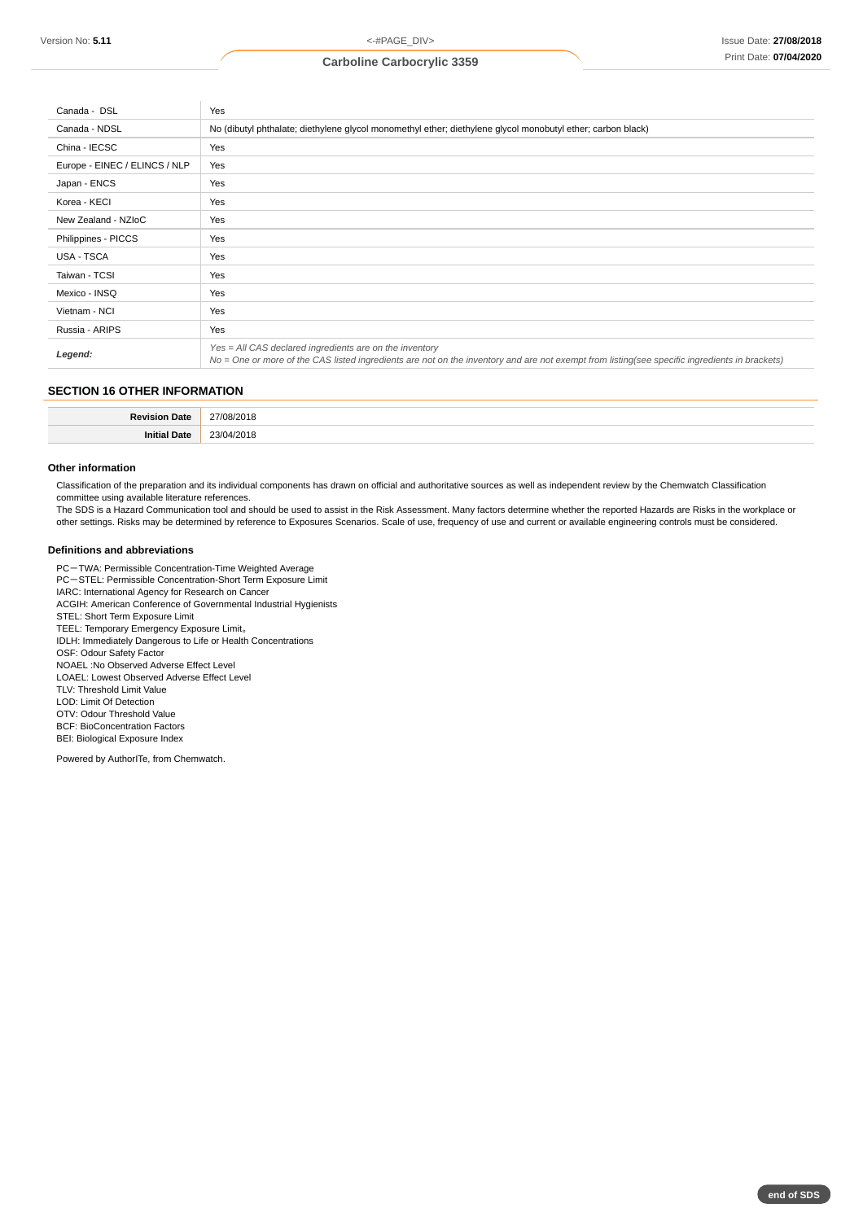| | |
|---|---|
| Canada - DSL | Yes |
| Canada - NDSL | No (dibutyl phthalate; diethylene glycol monomethyl ether; diethylene glycol monobutyl ether; carbon black) |
| China - IECSC | Yes |
| Europe - EINEC / ELINCS / NLP | Yes |
| Japan - ENCS | Yes |
| Korea - KECI | Yes |
| New Zealand - NZIoC | Yes |
| Philippines - PICCS | Yes |
| USA - TSCA | Yes |
| Taiwan - TCSI | Yes |
| Mexico - INSQ | Yes |
| Vietnam - NCI | Yes |
| Russia - ARIPS | Yes |
| ***Legend:*** | *Yes = All CAS declared ingredients are on the inventory*<br>*No = One or more of the CAS listed ingredients are not on the inventory and are not exempt from listing(see specific ingredients in brackets)* |

## SECTION 16 OTHER INFORMATION

| | |
|---|---|
| **Revision Date** | 27/08/2018 |
| **Initial Date** | 23/04/2018 |

### Other information

Classification of the preparation and its individual components has drawn on official and authoritative sources as well as independent review by the Chemwatch Classification committee using available literature references.
The SDS is a Hazard Communication tool and should be used to assist in the Risk Assessment. Many factors determine whether the reported Hazards are Risks in the workplace or other settings. Risks may be determined by reference to Exposures Scenarios. Scale of use, frequency of use and current or available engineering controls must be considered.

### Definitions and abbreviations

PC－TWA: Permissible Concentration-Time Weighted Average
PC－STEL: Permissible Concentration-Short Term Exposure Limit
IARC: International Agency for Research on Cancer
ACGIH: American Conference of Governmental Industrial Hygienists
STEL: Short Term Exposure Limit
TEEL: Temporary Emergency Exposure Limit。
IDLH: Immediately Dangerous to Life or Health Concentrations
OSF: Odour Safety Factor
NOAEL :No Observed Adverse Effect Level
LOAEL: Lowest Observed Adverse Effect Level
TLV: Threshold Limit Value
LOD: Limit Of Detection
OTV: Odour Threshold Value
BCF: BioConcentration Factors
BEI: Biological Exposure Index

Powered by AuthorITe, from Chemwatch.

end of SDS